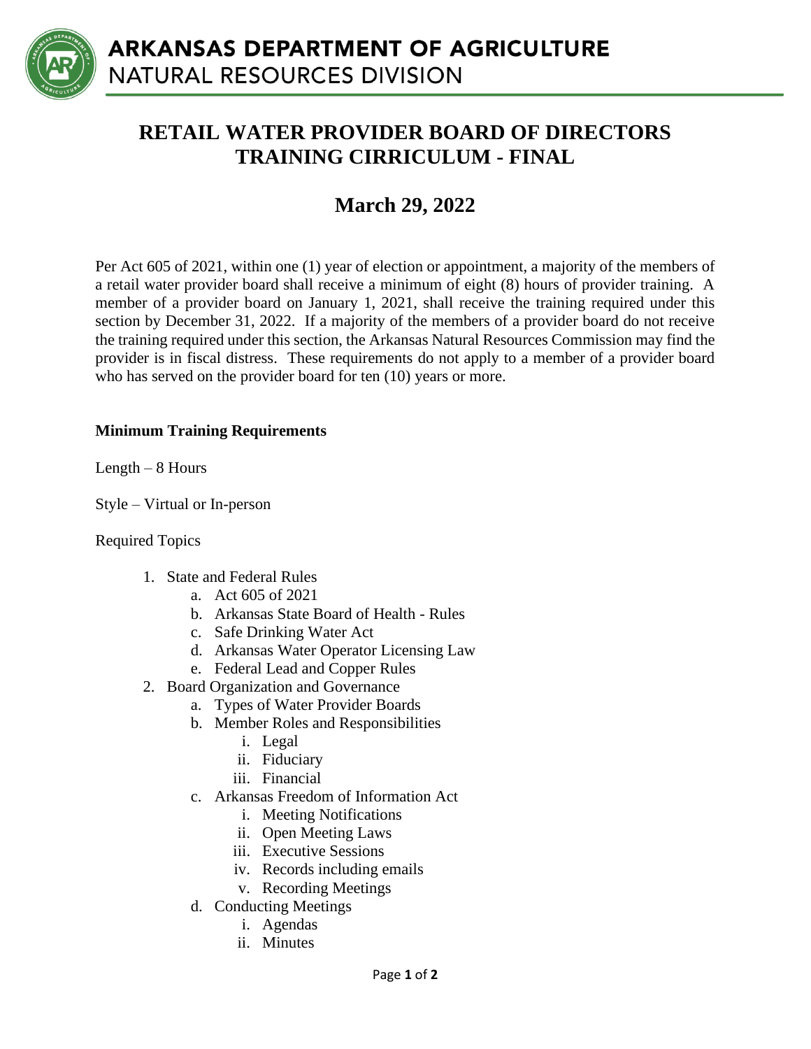# ARKANSAS DEPARTMENT OF AGRICULTURE
## NATURAL RESOURCES DIVISION

# RETAIL WATER PROVIDER BOARD OF DIRECTORS TRAINING CIRRICULUM - FINAL

## March 29, 2022

Per Act 605 of 2021, within one (1) year of election or appointment, a majority of the members of a retail water provider board shall receive a minimum of eight (8) hours of provider training. A member of a provider board on January 1, 2021, shall receive the training required under this section by December 31, 2022. If a majority of the members of a provider board do not receive the training required under this section, the Arkansas Natural Resources Commission may find the provider is in fiscal distress. These requirements do not apply to a member of a provider board who has served on the provider board for ten (10) years or more.

**Minimum Training Requirements**

Length – 8 Hours

Style – Virtual or In-person

Required Topics

1. State and Federal Rules
   a. Act 605 of 2021
   b. Arkansas State Board of Health - Rules
   c. Safe Drinking Water Act
   d. Arkansas Water Operator Licensing Law
   e. Federal Lead and Copper Rules
2. Board Organization and Governance
   a. Types of Water Provider Boards
   b. Member Roles and Responsibilities
      i. Legal
      ii. Fiduciary
      iii. Financial
   c. Arkansas Freedom of Information Act
      i. Meeting Notifications
      ii. Open Meeting Laws
      iii. Executive Sessions
      iv. Records including emails
      v. Recording Meetings
   d. Conducting Meetings
      i. Agendas
      ii. Minutes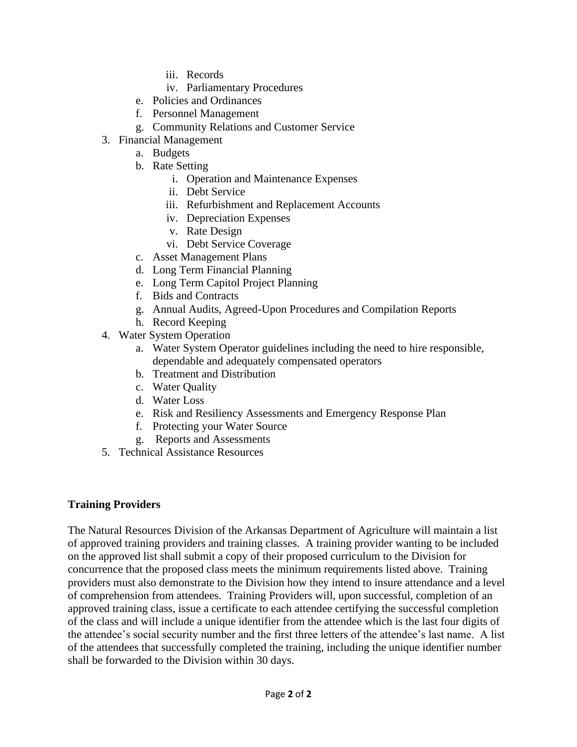iii. Records
      iv. Parliamentary Procedures
   e. Policies and Ordinances
   f. Personnel Management
   g. Community Relations and Customer Service
3. Financial Management
   a. Budgets
   b. Rate Setting
      i. Operation and Maintenance Expenses
      ii. Debt Service
      iii. Refurbishment and Replacement Accounts
      iv. Depreciation Expenses
      v. Rate Design
      vi. Debt Service Coverage
   c. Asset Management Plans
   d. Long Term Financial Planning
   e. Long Term Capitol Project Planning
   f. Bids and Contracts
   g. Annual Audits, Agreed-Upon Procedures and Compilation Reports
   h. Record Keeping
4. Water System Operation
   a. Water System Operator guidelines including the need to hire responsible, dependable and adequately compensated operators
   b. Treatment and Distribution
   c. Water Quality
   d. Water Loss
   e. Risk and Resiliency Assessments and Emergency Response Plan
   f. Protecting your Water Source
   g. Reports and Assessments
5. Technical Assistance Resources

**Training Providers**

The Natural Resources Division of the Arkansas Department of Agriculture will maintain a list of approved training providers and training classes. A training provider wanting to be included on the approved list shall submit a copy of their proposed curriculum to the Division for concurrence that the proposed class meets the minimum requirements listed above. Training providers must also demonstrate to the Division how they intend to insure attendance and a level of comprehension from attendees. Training Providers will, upon successful, completion of an approved training class, issue a certificate to each attendee certifying the successful completion of the class and will include a unique identifier from the attendee which is the last four digits of the attendee's social security number and the first three letters of the attendee's last name. A list of the attendees that successfully completed the training, including the unique identifier number shall be forwarded to the Division within 30 days.